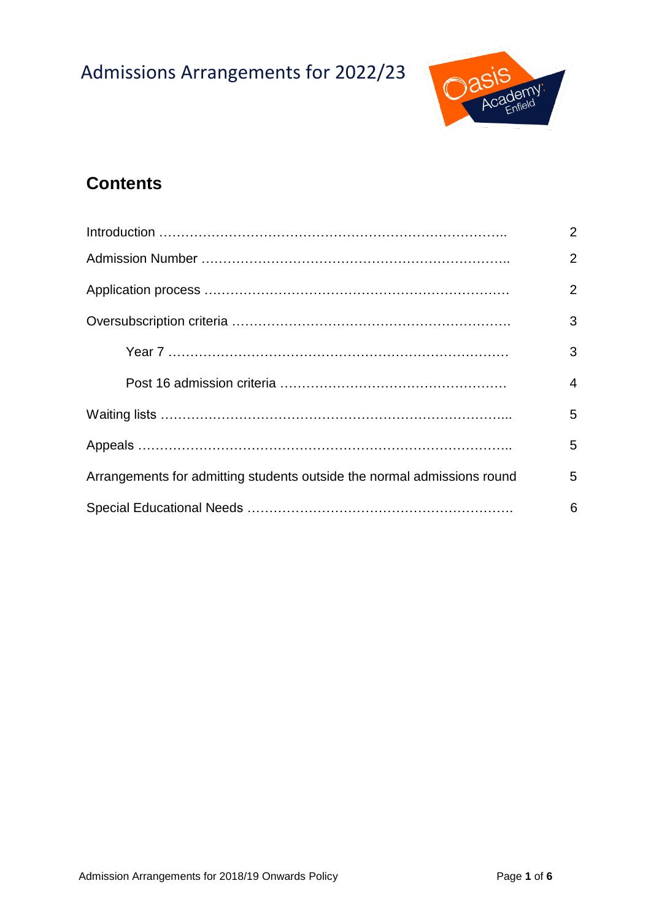# Admissions Arrangements for 2022/23

## Contents

| | |
|---|---|
| Introduction | 2 |
| Admission Number | 2 |
| Application process | 2 |
| Oversubscription criteria | 3 |
| Year 7 | 3 |
| Post 16 admission criteria | 4 |
| Waiting lists | 5 |
| Appeals | 5 |
| Arrangements for admitting students outside the normal admissions round | 5 |
| Special Educational Needs | 6 |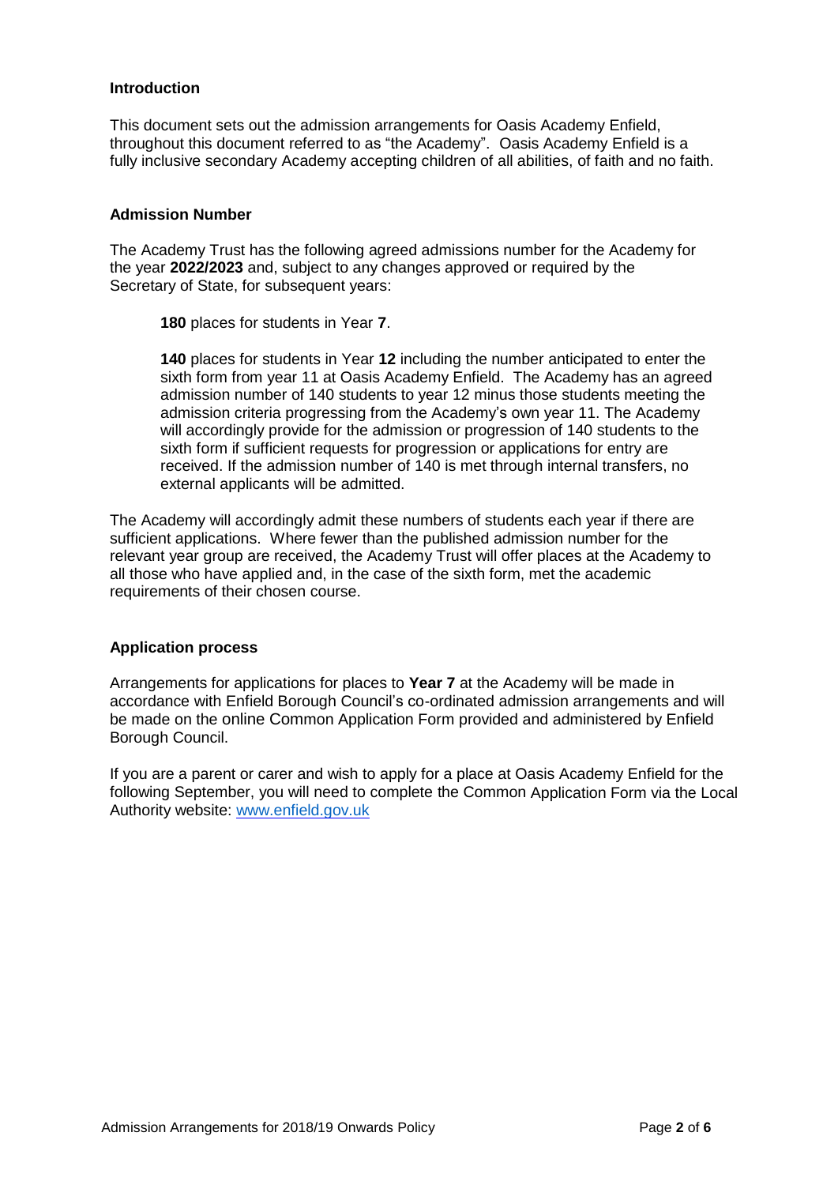## Introduction

This document sets out the admission arrangements for Oasis Academy Enfield, throughout this document referred to as "the Academy". Oasis Academy Enfield is a fully inclusive secondary Academy accepting children of all abilities, of faith and no faith.

## Admission Number

The Academy Trust has the following agreed admissions number for the Academy for the year **2022/2023** and, subject to any changes approved or required by the Secretary of State, for subsequent years:

**180** places for students in Year **7**.

**140** places for students in Year **12** including the number anticipated to enter the sixth form from year 11 at Oasis Academy Enfield. The Academy has an agreed admission number of 140 students to year 12 minus those students meeting the admission criteria progressing from the Academy's own year 11. The Academy will accordingly provide for the admission or progression of 140 students to the sixth form if sufficient requests for progression or applications for entry are received. If the admission number of 140 is met through internal transfers, no external applicants will be admitted.

The Academy will accordingly admit these numbers of students each year if there are sufficient applications. Where fewer than the published admission number for the relevant year group are received, the Academy Trust will offer places at the Academy to all those who have applied and, in the case of the sixth form, met the academic requirements of their chosen course.

## Application process

Arrangements for applications for places to **Year 7** at the Academy will be made in accordance with Enfield Borough Council's co-ordinated admission arrangements and will be made on the online Common Application Form provided and administered by Enfield Borough Council.

If you are a parent or carer and wish to apply for a place at Oasis Academy Enfield for the following September, you will need to complete the Common Application Form via the Local Authority website: [www.enfield.gov.uk](http://www.enfield.gov.uk)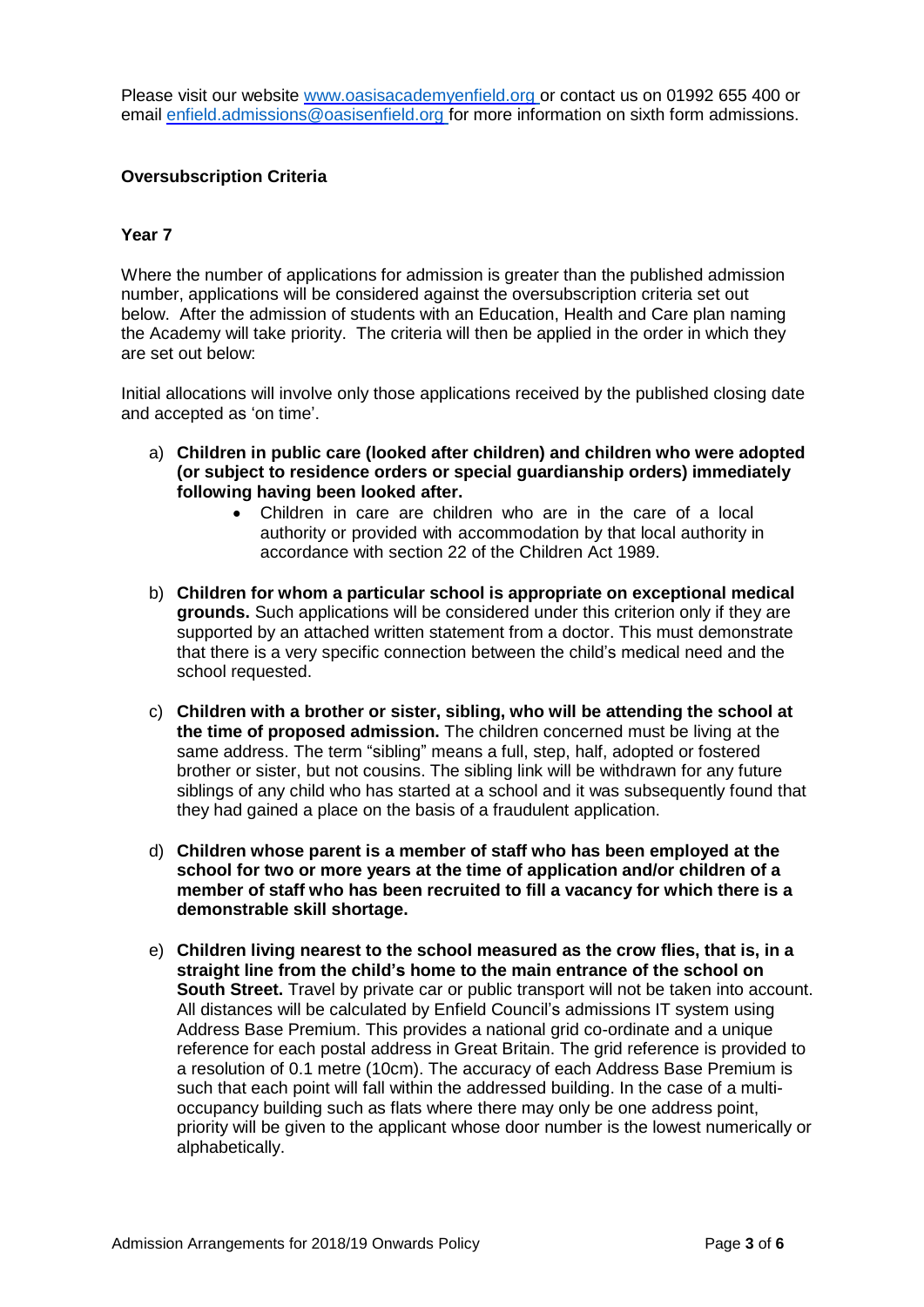Please visit our website [www.oasisacademyenfield.org](http://www.oasisacademyenfield.org) or contact us on 01992 655 400 or email [enfield.admissions@oasisenfield.org](mailto:enfield.admissions@oasisenfield.org) for more information on sixth form admissions.

### Oversubscription Criteria

#### Year 7

Where the number of applications for admission is greater than the published admission number, applications will be considered against the oversubscription criteria set out below. After the admission of students with an Education, Health and Care plan naming the Academy will take priority. The criteria will then be applied in the order in which they are set out below:

Initial allocations will involve only those applications received by the published closing date and accepted as 'on time'.

a) **Children in public care (looked after children) and children who were adopted (or subject to residence orders or special guardianship orders) immediately following having been looked after.**
   - Children in care are children who are in the care of a local authority or provided with accommodation by that local authority in accordance with section 22 of the Children Act 1989.

b) **Children for whom a particular school is appropriate on exceptional medical grounds.** Such applications will be considered under this criterion only if they are supported by an attached written statement from a doctor. This must demonstrate that there is a very specific connection between the child's medical need and the school requested.

c) **Children with a brother or sister, sibling, who will be attending the school at the time of proposed admission.** The children concerned must be living at the same address. The term "sibling" means a full, step, half, adopted or fostered brother or sister, but not cousins. The sibling link will be withdrawn for any future siblings of any child who has started at a school and it was subsequently found that they had gained a place on the basis of a fraudulent application.

d) **Children whose parent is a member of staff who has been employed at the school for two or more years at the time of application and/or children of a member of staff who has been recruited to fill a vacancy for which there is a demonstrable skill shortage.**

e) **Children living nearest to the school measured as the crow flies, that is, in a straight line from the child's home to the main entrance of the school on South Street.** Travel by private car or public transport will not be taken into account. All distances will be calculated by Enfield Council's admissions IT system using Address Base Premium. This provides a national grid co-ordinate and a unique reference for each postal address in Great Britain. The grid reference is provided to a resolution of 0.1 metre (10cm). The accuracy of each Address Base Premium is such that each point will fall within the addressed building. In the case of a multi-occupancy building such as flats where there may only be one address point, priority will be given to the applicant whose door number is the lowest numerically or alphabetically.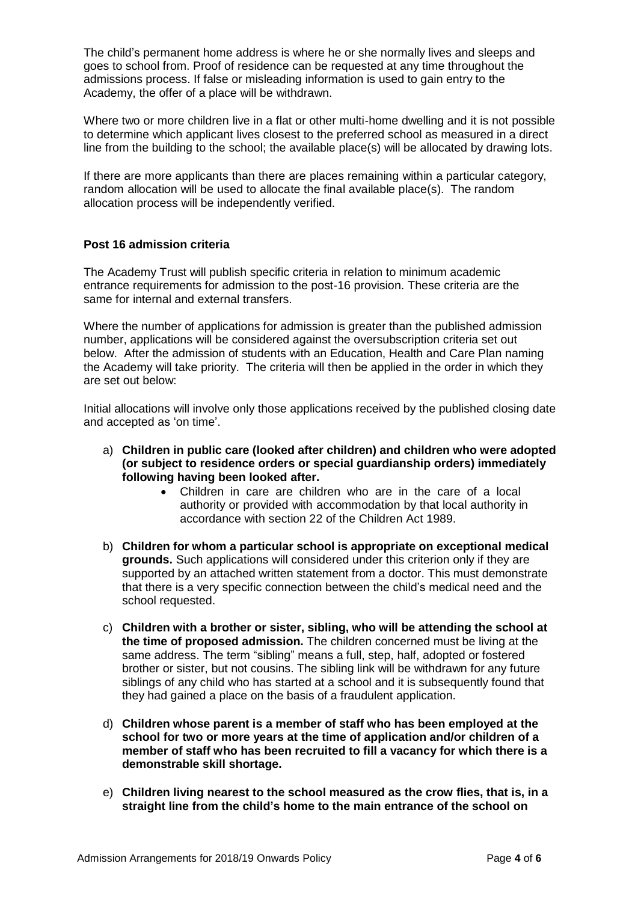The child's permanent home address is where he or she normally lives and sleeps and goes to school from. Proof of residence can be requested at any time throughout the admissions process. If false or misleading information is used to gain entry to the Academy, the offer of a place will be withdrawn.

Where two or more children live in a flat or other multi-home dwelling and it is not possible to determine which applicant lives closest to the preferred school as measured in a direct line from the building to the school; the available place(s) will be allocated by drawing lots.

If there are more applicants than there are places remaining within a particular category, random allocation will be used to allocate the final available place(s). The random allocation process will be independently verified.

### Post 16 admission criteria

The Academy Trust will publish specific criteria in relation to minimum academic entrance requirements for admission to the post-16 provision. These criteria are the same for internal and external transfers.

Where the number of applications for admission is greater than the published admission number, applications will be considered against the oversubscription criteria set out below. After the admission of students with an Education, Health and Care Plan naming the Academy will take priority. The criteria will then be applied in the order in which they are set out below:

Initial allocations will involve only those applications received by the published closing date and accepted as 'on time'.

a) **Children in public care (looked after children) and children who were adopted (or subject to residence orders or special guardianship orders) immediately following having been looked after.**
    - Children in care are children who are in the care of a local authority or provided with accommodation by that local authority in accordance with section 22 of the Children Act 1989.

b) **Children for whom a particular school is appropriate on exceptional medical grounds.** Such applications will considered under this criterion only if they are supported by an attached written statement from a doctor. This must demonstrate that there is a very specific connection between the child's medical need and the school requested.

c) **Children with a brother or sister, sibling, who will be attending the school at the time of proposed admission.** The children concerned must be living at the same address. The term "sibling" means a full, step, half, adopted or fostered brother or sister, but not cousins. The sibling link will be withdrawn for any future siblings of any child who has started at a school and it is subsequently found that they had gained a place on the basis of a fraudulent application.

d) **Children whose parent is a member of staff who has been employed at the school for two or more years at the time of application and/or children of a member of staff who has been recruited to fill a vacancy for which there is a demonstrable skill shortage.**

e) **Children living nearest to the school measured as the crow flies, that is, in a straight line from the child's home to the main entrance of the school on**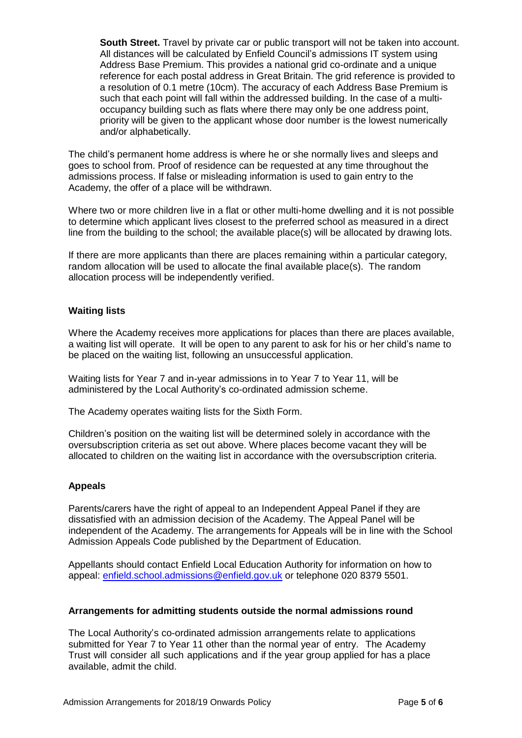**South Street.** Travel by private car or public transport will not be taken into account. All distances will be calculated by Enfield Council's admissions IT system using Address Base Premium. This provides a national grid co-ordinate and a unique reference for each postal address in Great Britain. The grid reference is provided to a resolution of 0.1 metre (10cm). The accuracy of each Address Base Premium is such that each point will fall within the addressed building. In the case of a multi-occupancy building such as flats where there may only be one address point, priority will be given to the applicant whose door number is the lowest numerically and/or alphabetically.

The child's permanent home address is where he or she normally lives and sleeps and goes to school from. Proof of residence can be requested at any time throughout the admissions process. If false or misleading information is used to gain entry to the Academy, the offer of a place will be withdrawn.

Where two or more children live in a flat or other multi-home dwelling and it is not possible to determine which applicant lives closest to the preferred school as measured in a direct line from the building to the school; the available place(s) will be allocated by drawing lots.

If there are more applicants than there are places remaining within a particular category, random allocation will be used to allocate the final available place(s). The random allocation process will be independently verified.

**Waiting lists**

Where the Academy receives more applications for places than there are places available, a waiting list will operate. It will be open to any parent to ask for his or her child's name to be placed on the waiting list, following an unsuccessful application.

Waiting lists for Year 7 and in-year admissions in to Year 7 to Year 11, will be administered by the Local Authority's co-ordinated admission scheme.

The Academy operates waiting lists for the Sixth Form.

Children's position on the waiting list will be determined solely in accordance with the oversubscription criteria as set out above. Where places become vacant they will be allocated to children on the waiting list in accordance with the oversubscription criteria.

**Appeals**

Parents/carers have the right of appeal to an Independent Appeal Panel if they are dissatisfied with an admission decision of the Academy. The Appeal Panel will be independent of the Academy. The arrangements for Appeals will be in line with the School Admission Appeals Code published by the Department of Education.

Appellants should contact Enfield Local Education Authority for information on how to appeal: enfield.school.admissions@enfield.gov.uk or telephone 020 8379 5501.

**Arrangements for admitting students outside the normal admissions round**

The Local Authority's co-ordinated admission arrangements relate to applications submitted for Year 7 to Year 11 other than the normal year of entry. The Academy Trust will consider all such applications and if the year group applied for has a place available, admit the child.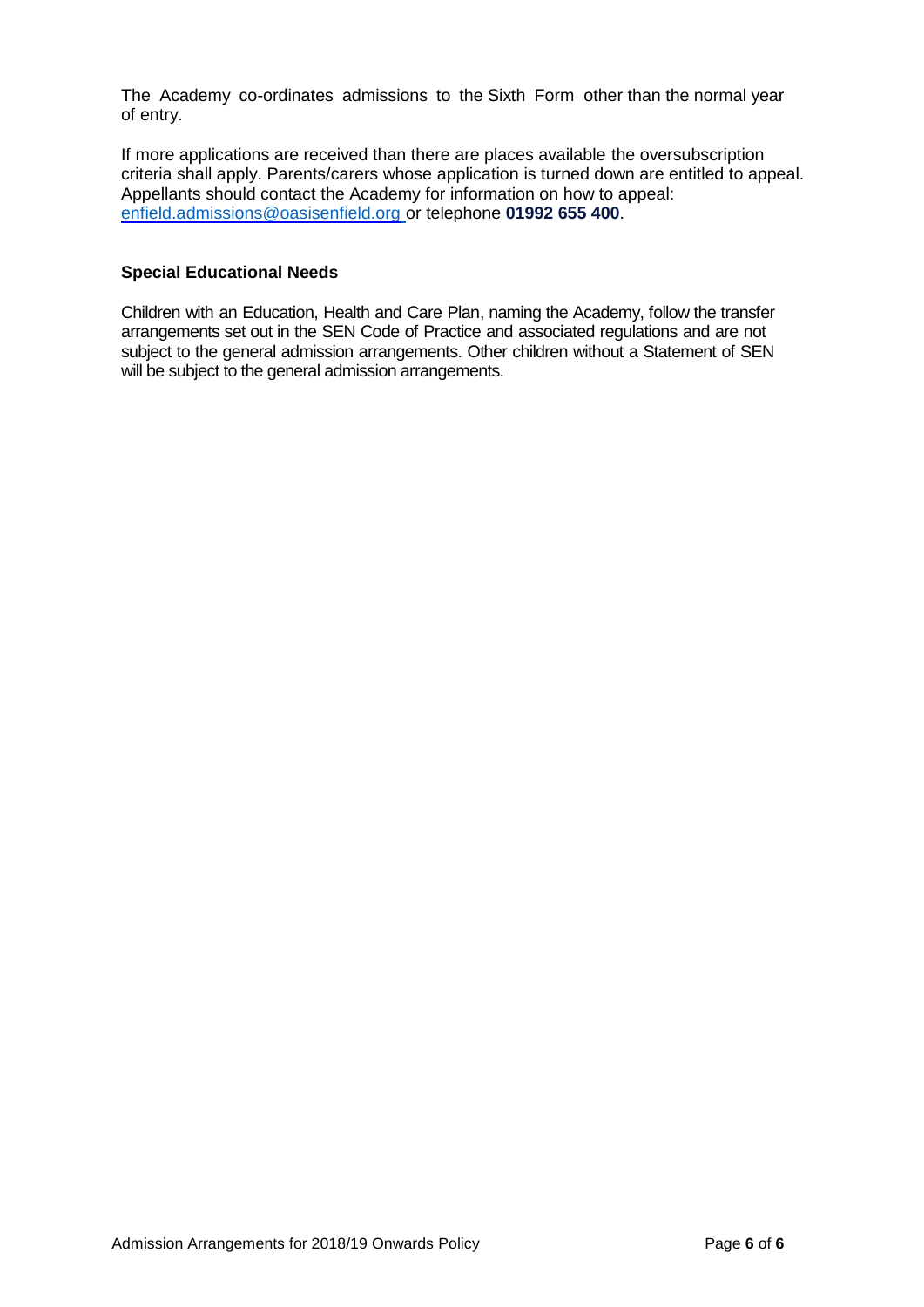The Academy co-ordinates admissions to the Sixth Form other than the normal year of entry.

If more applications are received than there are places available the oversubscription criteria shall apply. Parents/carers whose application is turned down are entitled to appeal. Appellants should contact the Academy for information on how to appeal: enfield.admissions@oasisenfield.org or telephone **01992 655 400**.

### Special Educational Needs

Children with an Education, Health and Care Plan, naming the Academy, follow the transfer arrangements set out in the SEN Code of Practice and associated regulations and are not subject to the general admission arrangements. Other children without a Statement of SEN will be subject to the general admission arrangements.